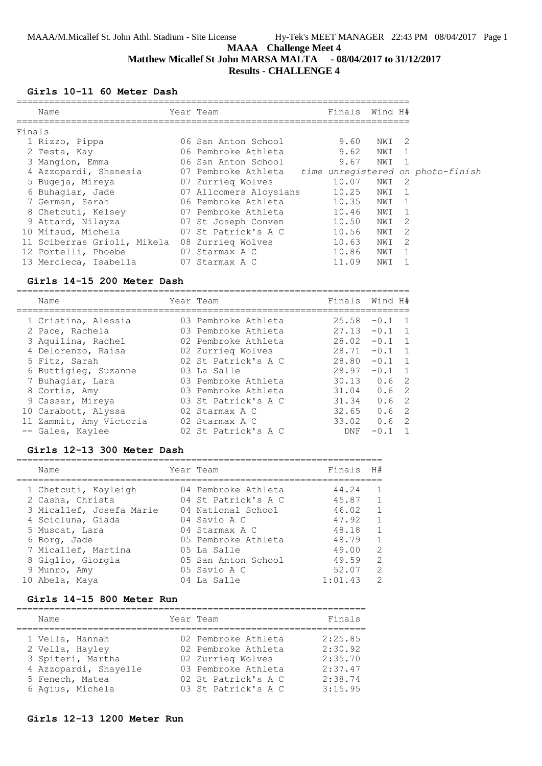# MAAA Challenge Meet 4

**Matthew Micallef St John MARSA MALTA - 08/04/2017 to 31/12/2017**

**Results - CHALLENGE 4**

### Girls 10-11 60 Meter Dash

**Finals**

| | Name | Year | Team | Finals | Wind | H# |
|---|---|---|---|---|---|---|
| 1 | Rizzo, Pippa | 06 | San Anton School | 9.60 | NWI | 2 |
| 2 | Testa, Kay | 06 | Pembroke Athleta | 9.62 | NWI | 1 |
| 3 | Mangion, Emma | 06 | San Anton School | 9.67 | NWI | 1 |
| 4 | Azzopardi, Shanesia | 07 | Pembroke Athleta | *time unregistered on photo-finish* | | |
| 5 | Bugeja, Mireya | 07 | Zurrieq Wolves | 10.07 | NWI | 2 |
| 6 | Buhagiar, Jade | 07 | Allcomers Aloysians | 10.25 | NWI | 1 |
| 7 | German, Sarah | 06 | Pembroke Athleta | 10.35 | NWI | 1 |
| 8 | Chetcuti, Kelsey | 07 | Pembroke Athleta | 10.46 | NWI | 1 |
| 9 | Attard, Nilayza | 07 | St Joseph Conven | 10.50 | NWI | 2 |
| 10 | Mifsud, Michela | 07 | St Patrick's A C | 10.56 | NWI | 2 |
| 11 | Sciberras Grioli, Mikela | 08 | Zurrieq Wolves | 10.63 | NWI | 2 |
| 12 | Portelli, Phoebe | 07 | Starmax A C | 10.86 | NWI | 1 |
| 13 | Mercieca, Isabella | 07 | Starmax A C | 11.09 | NWI | 1 |

### Girls 14-15 200 Meter Dash

| | Name | Year | Team | Finals | Wind | H# |
|---|---|---|---|---|---|---|
| 1 | Cristina, Alessia | 03 | Pembroke Athleta | 25.58 | -0.1 | 1 |
| 2 | Pace, Rachela | 03 | Pembroke Athleta | 27.13 | -0.1 | 1 |
| 3 | Aquilina, Rachel | 02 | Pembroke Athleta | 28.02 | -0.1 | 1 |
| 4 | Delorenzo, Raisa | 02 | Zurrieq Wolves | 28.71 | -0.1 | 1 |
| 5 | Fitz, Sarah | 02 | St Patrick's A C | 28.80 | -0.1 | 1 |
| 6 | Buttigieg, Suzanne | 03 | La Salle | 28.97 | -0.1 | 1 |
| 7 | Buhagiar, Lara | 03 | Pembroke Athleta | 30.13 | 0.6 | 2 |
| 8 | Cortis, Amy | 03 | Pembroke Athleta | 31.04 | 0.6 | 2 |
| 9 | Cassar, Mireya | 03 | St Patrick's A C | 31.34 | 0.6 | 2 |
| 10 | Carabott, Alyssa | 02 | Starmax A C | 32.65 | 0.6 | 2 |
| 11 | Zammit, Amy Victoria | 02 | Starmax A C | 33.02 | 0.6 | 2 |
| -- | Galea, Kaylee | 02 | St Patrick's A C | DNF | -0.1 | 1 |

### Girls 12-13 300 Meter Dash

| | Name | Year | Team | Finals | H# |
|---|---|---|---|---|---|
| 1 | Chetcuti, Kayleigh | 04 | Pembroke Athleta | 44.24 | 1 |
| 2 | Casha, Christa | 04 | St Patrick's A C | 45.87 | 1 |
| 3 | Micallef, Josefa Marie | 04 | National School | 46.02 | 1 |
| 4 | Scicluna, Giada | 04 | Savio A C | 47.92 | 1 |
| 5 | Muscat, Lara | 04 | Starmax A C | 48.18 | 1 |
| 6 | Borg, Jade | 05 | Pembroke Athleta | 48.79 | 1 |
| 7 | Micallef, Martina | 05 | La Salle | 49.00 | 2 |
| 8 | Giglio, Giorgia | 05 | San Anton School | 49.59 | 2 |
| 9 | Munro, Amy | 05 | Savio A C | 52.07 | 2 |
| 10 | Abela, Maya | 04 | La Salle | 1:01.43 | 2 |

### Girls 14-15 800 Meter Run

| | Name | Year | Team | Finals |
|---|---|---|---|---|
| 1 | Vella, Hannah | 02 | Pembroke Athleta | 2:25.85 |
| 2 | Vella, Hayley | 02 | Pembroke Athleta | 2:30.92 |
| 3 | Spiteri, Martha | 02 | Zurrieq Wolves | 2:35.70 |
| 4 | Azzopardi, Shayelle | 03 | Pembroke Athleta | 2:37.47 |
| 5 | Fenech, Matea | 02 | St Patrick's A C | 2:38.74 |
| 6 | Agius, Michela | 03 | St Patrick's A C | 3:15.95 |

### Girls 12-13 1200 Meter Run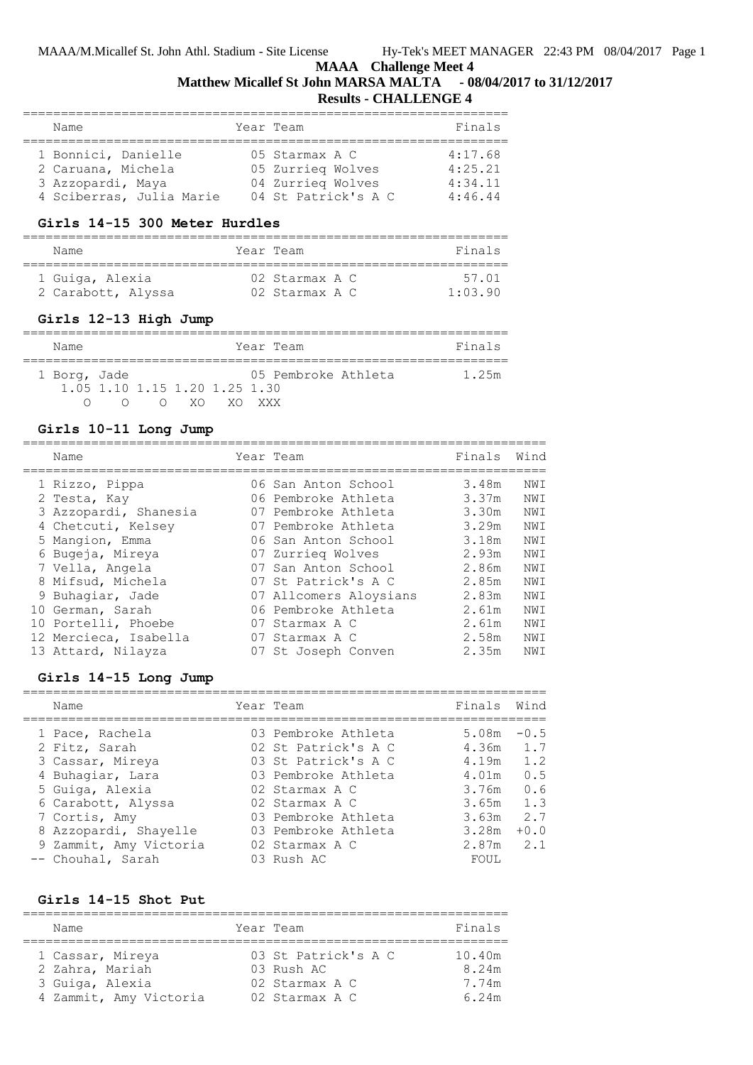**MAAA Challenge Meet 4**

**Matthew Micallef St John MARSA MALTA - 08/04/2017 to 31/12/2017**

**Results - CHALLENGE 4**

| Name | Year | Team | Finals |
|---|---|---|---|
| 1 Bonnici, Danielle | 05 | Starmax A C | 4:17.68 |
| 2 Caruana, Michela | 05 | Zurrieq Wolves | 4:25.21 |
| 3 Azzopardi, Maya | 04 | Zurrieq Wolves | 4:34.11 |
| 4 Sciberras, Julia Marie | 04 | St Patrick's A C | 4:46.44 |

### Girls 14-15 300 Meter Hurdles

| Name | Year | Team | Finals |
|---|---|---|---|
| 1 Guiga, Alexia | 02 | Starmax A C | 57.01 |
| 2 Carabott, Alyssa | 02 | Starmax A C | 1:03.90 |

### Girls 12-13 High Jump

| Name | Year | Team | Finals |
|---|---|---|---|
| 1 Borg, Jade | 05 | Pembroke Athleta | 1.25m |

| 1.05 | 1.10 | 1.15 | 1.20 | 1.25 | 1.30 |
|---|---|---|---|---|---|
| O | O | O | XO | XO | XXX |

### Girls 10-11 Long Jump

| Name | Year | Team | Finals | Wind |
|---|---|---|---|---|
| 1 Rizzo, Pippa | 06 | San Anton School | 3.48m | NWI |
| 2 Testa, Kay | 06 | Pembroke Athleta | 3.37m | NWI |
| 3 Azzopardi, Shanesia | 07 | Pembroke Athleta | 3.30m | NWI |
| 4 Chetcuti, Kelsey | 07 | Pembroke Athleta | 3.29m | NWI |
| 5 Mangion, Emma | 06 | San Anton School | 3.18m | NWI |
| 6 Bugeja, Mireya | 07 | Zurrieq Wolves | 2.93m | NWI |
| 7 Vella, Angela | 07 | San Anton School | 2.86m | NWI |
| 8 Mifsud, Michela | 07 | St Patrick's A C | 2.85m | NWI |
| 9 Buhagiar, Jade | 07 | Allcomers Aloysians | 2.83m | NWI |
| 10 German, Sarah | 06 | Pembroke Athleta | 2.61m | NWI |
| 10 Portelli, Phoebe | 07 | Starmax A C | 2.61m | NWI |
| 12 Mercieca, Isabella | 07 | Starmax A C | 2.58m | NWI |
| 13 Attard, Nilayza | 07 | St Joseph Conven | 2.35m | NWI |

### Girls 14-15 Long Jump

| Name | Year | Team | Finals | Wind |
|---|---|---|---|---|
| 1 Pace, Rachela | 03 | Pembroke Athleta | 5.08m | -0.5 |
| 2 Fitz, Sarah | 02 | St Patrick's A C | 4.36m | 1.7 |
| 3 Cassar, Mireya | 03 | St Patrick's A C | 4.19m | 1.2 |
| 4 Buhagiar, Lara | 03 | Pembroke Athleta | 4.01m | 0.5 |
| 5 Guiga, Alexia | 02 | Starmax A C | 3.76m | 0.6 |
| 6 Carabott, Alyssa | 02 | Starmax A C | 3.65m | 1.3 |
| 7 Cortis, Amy | 03 | Pembroke Athleta | 3.63m | 2.7 |
| 8 Azzopardi, Shayelle | 03 | Pembroke Athleta | 3.28m | +0.0 |
| 9 Zammit, Amy Victoria | 02 | Starmax A C | 2.87m | 2.1 |
| -- Chouhal, Sarah | 03 | Rush AC | FOUL | |

### Girls 14-15 Shot Put

| Name | Year | Team | Finals |
|---|---|---|---|
| 1 Cassar, Mireya | 03 | St Patrick's A C | 10.40m |
| 2 Zahra, Mariah | 03 | Rush AC | 8.24m |
| 3 Guiga, Alexia | 02 | Starmax A C | 7.74m |
| 4 Zammit, Amy Victoria | 02 | Starmax A C | 6.24m |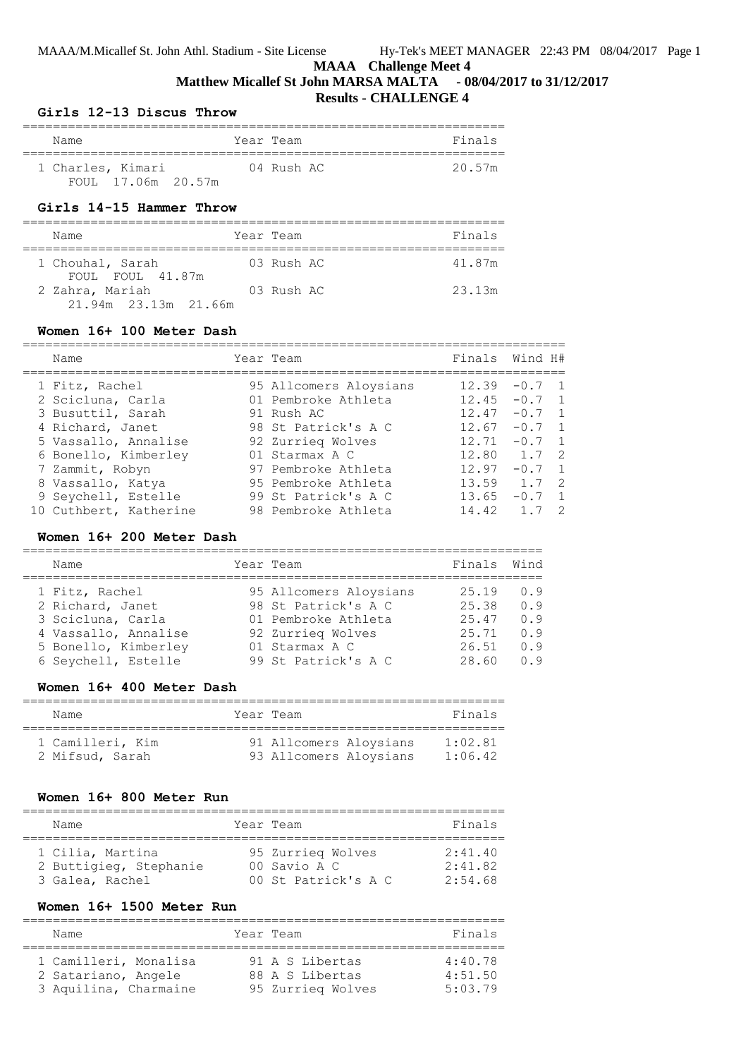**MAAA Challenge Meet 4**

**Matthew Micallef St John MARSA MALTA - 08/04/2017 to 31/12/2017**

**Results - CHALLENGE 4**

### Girls 12-13 Discus Throw

| Name | Year | Team | Finals |
|---|---|---|---|
| 1 Charles, Kimari | 04 | Rush AC | 20.57m |
| FOUL 17.06m 20.57m | | | |

### Girls 14-15 Hammer Throw

| Name | Year | Team | Finals |
|---|---|---|---|
| 1 Chouhal, Sarah | 03 | Rush AC | 41.87m |
| FOUL FOUL 41.87m | | | |
| 2 Zahra, Mariah | 03 | Rush AC | 23.13m |
| 21.94m 23.13m 21.66m | | | |

### Women 16+ 100 Meter Dash

| Name | Year | Team | Finals | Wind | H# |
|---|---|---|---|---|---|
| 1 Fitz, Rachel | 95 | Allcomers Aloysians | 12.39 | -0.7 | 1 |
| 2 Scicluna, Carla | 01 | Pembroke Athleta | 12.45 | -0.7 | 1 |
| 3 Busuttil, Sarah | 91 | Rush AC | 12.47 | -0.7 | 1 |
| 4 Richard, Janet | 98 | St Patrick's A C | 12.67 | -0.7 | 1 |
| 5 Vassallo, Annalise | 92 | Zurrieq Wolves | 12.71 | -0.7 | 1 |
| 6 Bonello, Kimberley | 01 | Starmax A C | 12.80 | 1.7 | 2 |
| 7 Zammit, Robyn | 97 | Pembroke Athleta | 12.97 | -0.7 | 1 |
| 8 Vassallo, Katya | 95 | Pembroke Athleta | 13.59 | 1.7 | 2 |
| 9 Seychell, Estelle | 99 | St Patrick's A C | 13.65 | -0.7 | 1 |
| 10 Cuthbert, Katherine | 98 | Pembroke Athleta | 14.42 | 1.7 | 2 |

### Women 16+ 200 Meter Dash

| Name | Year | Team | Finals | Wind |
|---|---|---|---|---|
| 1 Fitz, Rachel | 95 | Allcomers Aloysians | 25.19 | 0.9 |
| 2 Richard, Janet | 98 | St Patrick's A C | 25.38 | 0.9 |
| 3 Scicluna, Carla | 01 | Pembroke Athleta | 25.47 | 0.9 |
| 4 Vassallo, Annalise | 92 | Zurrieq Wolves | 25.71 | 0.9 |
| 5 Bonello, Kimberley | 01 | Starmax A C | 26.51 | 0.9 |
| 6 Seychell, Estelle | 99 | St Patrick's A C | 28.60 | 0.9 |

### Women 16+ 400 Meter Dash

| Name | Year | Team | Finals |
|---|---|---|---|
| 1 Camilleri, Kim | 91 | Allcomers Aloysians | 1:02.81 |
| 2 Mifsud, Sarah | 93 | Allcomers Aloysians | 1:06.42 |

### Women 16+ 800 Meter Run

| Name | Year | Team | Finals |
|---|---|---|---|
| 1 Cilia, Martina | 95 | Zurrieq Wolves | 2:41.40 |
| 2 Buttigieg, Stephanie | 00 | Savio A C | 2:41.82 |
| 3 Galea, Rachel | 00 | St Patrick's A C | 2:54.68 |

### Women 16+ 1500 Meter Run

| Name | Year | Team | Finals |
|---|---|---|---|
| 1 Camilleri, Monalisa | 91 | A S Libertas | 4:40.78 |
| 2 Satariano, Angele | 88 | A S Libertas | 4:51.50 |
| 3 Aquilina, Charmaine | 95 | Zurrieq Wolves | 5:03.79 |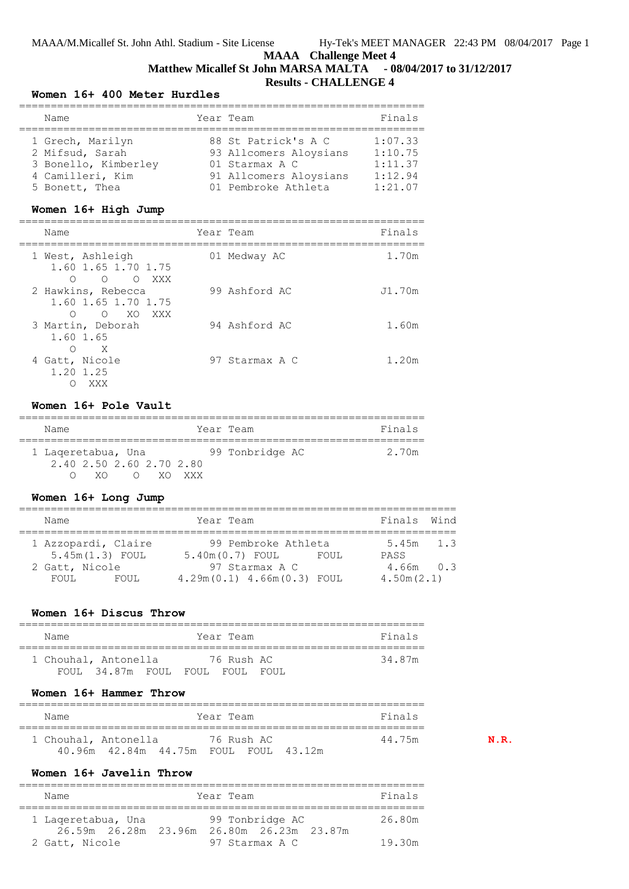# MAAA Challenge Meet 4

**Matthew Micallef St John MARSA MALTA - 08/04/2017 to 31/12/2017**

**Results - CHALLENGE 4**

### Women 16+ 400 Meter Hurdles

| | Name | Year | Team | Finals |
|---|---|---|---|---|
| 1 | Grech, Marilyn | 88 | St Patrick's A C | 1:07.33 |
| 2 | Mifsud, Sarah | 93 | Allcomers Aloysians | 1:10.75 |
| 3 | Bonello, Kimberley | 01 | Starmax A C | 1:11.37 |
| 4 | Camilleri, Kim | 91 | Allcomers Aloysians | 1:12.94 |
| 5 | Bonett, Thea | 01 | Pembroke Athleta | 1:21.07 |

### Women 16+ High Jump

| | Name | Year | Team | Finals |
|---|---|---|---|---|
| 1 | West, Ashleigh | 01 | Medway AC | 1.70m |
| | 1.60 1.65 1.70 1.75 / O O O XXX | | | |
| 2 | Hawkins, Rebecca | 99 | Ashford AC | J1.70m |
| | 1.60 1.65 1.70 1.75 / O O XO XXX | | | |
| 3 | Martin, Deborah | 94 | Ashford AC | 1.60m |
| | 1.60 1.65 / O X | | | |
| 4 | Gatt, Nicole | 97 | Starmax A C | 1.20m |
| | 1.20 1.25 / O XXX | | | |

### Women 16+ Pole Vault

| | Name | Year | Team | Finals |
|---|---|---|---|---|
| 1 | Laqeretabua, Una | 99 | Tonbridge AC | 2.70m |
| | 2.40 2.50 2.60 2.70 2.80 / O XO O XO XXX | | | |

### Women 16+ Long Jump

| | Name | Year | Team | Finals | Wind |
|---|---|---|---|---|---|
| 1 | Azzopardi, Claire | 99 | Pembroke Athleta | 5.45m | 1.3 |
| | 5.45m(1.3) FOUL 5.40m(0.7) FOUL FOUL PASS | | | | |
| 2 | Gatt, Nicole | 97 | Starmax A C | 4.66m | 0.3 |
| | FOUL FOUL 4.29m(0.1) 4.66m(0.3) FOUL 4.50m(2.1) | | | | |

### Women 16+ Discus Throw

| | Name | Year | Team | Finals |
|---|---|---|---|---|
| 1 | Chouhal, Antonella | 76 | Rush AC | 34.87m |
| | FOUL 34.87m FOUL FOUL FOUL FOUL | | | |

### Women 16+ Hammer Throw

| | Name | Year | Team | Finals | |
|---|---|---|---|---|---|
| 1 | Chouhal, Antonella | 76 | Rush AC | 44.75m | **N.R.** |
| | 40.96m 42.84m 44.75m FOUL FOUL 43.12m | | | | |

### Women 16+ Javelin Throw

| | Name | Year | Team | Finals |
|---|---|---|---|---|
| 1 | Laqeretabua, Una | 99 | Tonbridge AC | 26.80m |
| | 26.59m 26.28m 23.96m 26.80m 26.23m 23.87m | | | |
| 2 | Gatt, Nicole | 97 | Starmax A C | 19.30m |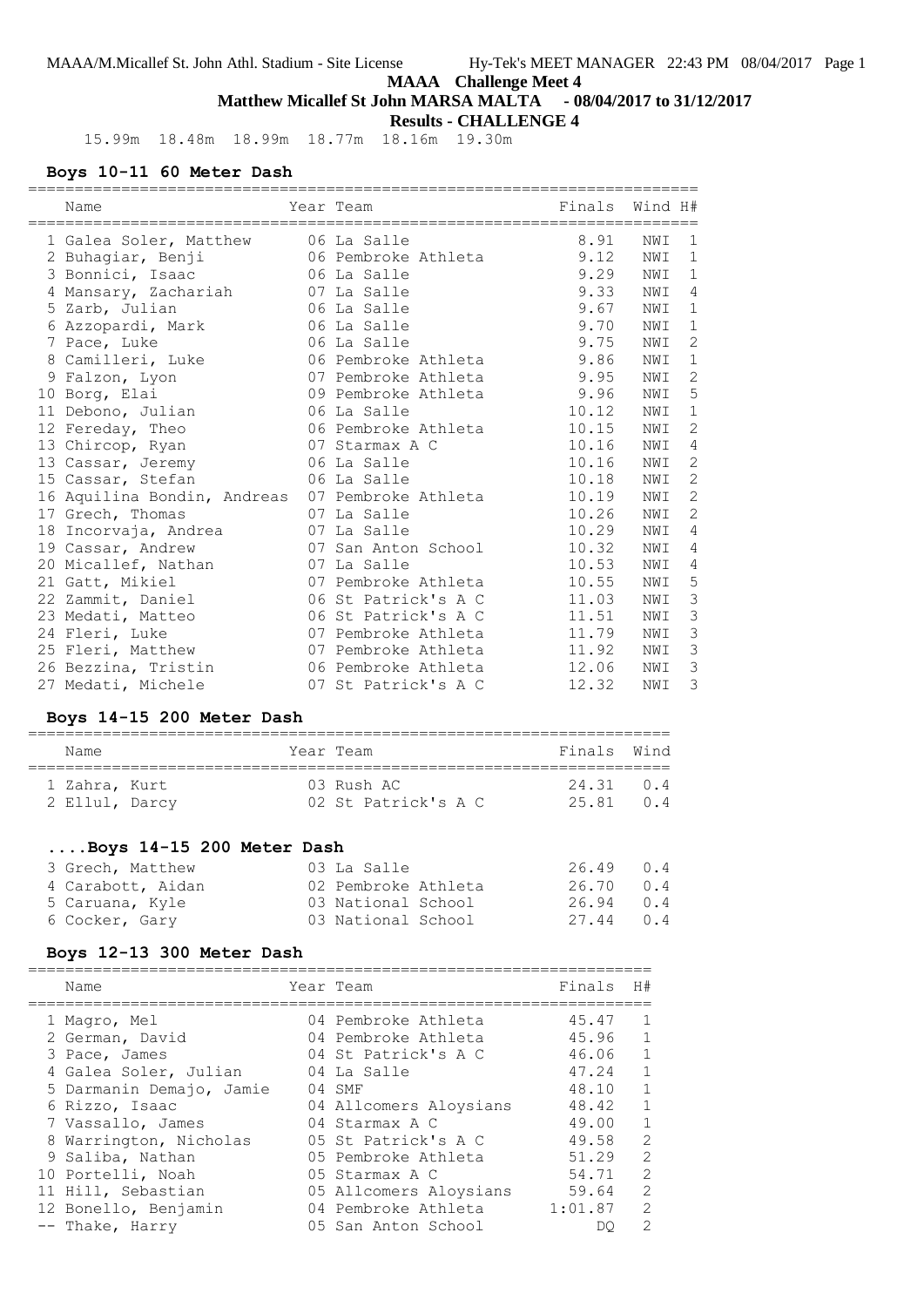**MAAA Challenge Meet 4**

**Matthew Micallef St John MARSA MALTA - 08/04/2017 to 31/12/2017**

**Results - CHALLENGE 4**

15.99m 18.48m 18.99m 18.77m 18.16m 19.30m

### Boys 10-11 60 Meter Dash

| Name | Year | Team | Finals | Wind | H# |
|---|---|---|---|---|---|
| 1 Galea Soler, Matthew | 06 | La Salle | 8.91 | NWI | 1 |
| 2 Buhagiar, Benji | 06 | Pembroke Athleta | 9.12 | NWI | 1 |
| 3 Bonnici, Isaac | 06 | La Salle | 9.29 | NWI | 1 |
| 4 Mansary, Zachariah | 07 | La Salle | 9.33 | NWI | 4 |
| 5 Zarb, Julian | 06 | La Salle | 9.67 | NWI | 1 |
| 6 Azzopardi, Mark | 06 | La Salle | 9.70 | NWI | 1 |
| 7 Pace, Luke | 06 | La Salle | 9.75 | NWI | 2 |
| 8 Camilleri, Luke | 06 | Pembroke Athleta | 9.86 | NWI | 1 |
| 9 Falzon, Lyon | 07 | Pembroke Athleta | 9.95 | NWI | 2 |
| 10 Borg, Elai | 09 | Pembroke Athleta | 9.96 | NWI | 5 |
| 11 Debono, Julian | 06 | La Salle | 10.12 | NWI | 1 |
| 12 Fereday, Theo | 06 | Pembroke Athleta | 10.15 | NWI | 2 |
| 13 Chircop, Ryan | 07 | Starmax A C | 10.16 | NWI | 4 |
| 13 Cassar, Jeremy | 06 | La Salle | 10.16 | NWI | 2 |
| 15 Cassar, Stefan | 06 | La Salle | 10.18 | NWI | 2 |
| 16 Aquilina Bondin, Andreas | 07 | Pembroke Athleta | 10.19 | NWI | 2 |
| 17 Grech, Thomas | 07 | La Salle | 10.26 | NWI | 2 |
| 18 Incorvaja, Andrea | 07 | La Salle | 10.29 | NWI | 4 |
| 19 Cassar, Andrew | 07 | San Anton School | 10.32 | NWI | 4 |
| 20 Micallef, Nathan | 07 | La Salle | 10.53 | NWI | 4 |
| 21 Gatt, Mikiel | 07 | Pembroke Athleta | 10.55 | NWI | 5 |
| 22 Zammit, Daniel | 06 | St Patrick's A C | 11.03 | NWI | 3 |
| 23 Medati, Matteo | 06 | St Patrick's A C | 11.51 | NWI | 3 |
| 24 Fleri, Luke | 07 | Pembroke Athleta | 11.79 | NWI | 3 |
| 25 Fleri, Matthew | 07 | Pembroke Athleta | 11.92 | NWI | 3 |
| 26 Bezzina, Tristin | 06 | Pembroke Athleta | 12.06 | NWI | 3 |
| 27 Medati, Michele | 07 | St Patrick's A C | 12.32 | NWI | 3 |

### Boys 14-15 200 Meter Dash

| Name | Year | Team | Finals | Wind |
|---|---|---|---|---|
| 1 Zahra, Kurt | 03 | Rush AC | 24.31 | 0.4 |
| 2 Ellul, Darcy | 02 | St Patrick's A C | 25.81 | 0.4 |
| 3 Grech, Matthew | 03 | La Salle | 26.49 | 0.4 |
| 4 Carabott, Aidan | 02 | Pembroke Athleta | 26.70 | 0.4 |
| 5 Caruana, Kyle | 03 | National School | 26.94 | 0.4 |
| 6 Cocker, Gary | 03 | National School | 27.44 | 0.4 |

### Boys 12-13 300 Meter Dash

| Name | Year | Team | Finals | H# |
|---|---|---|---|---|
| 1 Magro, Mel | 04 | Pembroke Athleta | 45.47 | 1 |
| 2 German, David | 04 | Pembroke Athleta | 45.96 | 1 |
| 3 Pace, James | 04 | St Patrick's A C | 46.06 | 1 |
| 4 Galea Soler, Julian | 04 | La Salle | 47.24 | 1 |
| 5 Darmanin Demajo, Jamie | 04 | SMF | 48.10 | 1 |
| 6 Rizzo, Isaac | 04 | Allcomers Aloysians | 48.42 | 1 |
| 7 Vassallo, James | 04 | Starmax A C | 49.00 | 1 |
| 8 Warrington, Nicholas | 05 | St Patrick's A C | 49.58 | 2 |
| 9 Saliba, Nathan | 05 | Pembroke Athleta | 51.29 | 2 |
| 10 Portelli, Noah | 05 | Starmax A C | 54.71 | 2 |
| 11 Hill, Sebastian | 05 | Allcomers Aloysians | 59.64 | 2 |
| 12 Bonello, Benjamin | 04 | Pembroke Athleta | 1:01.87 | 2 |
| -- Thake, Harry | 05 | San Anton School | DQ | 2 |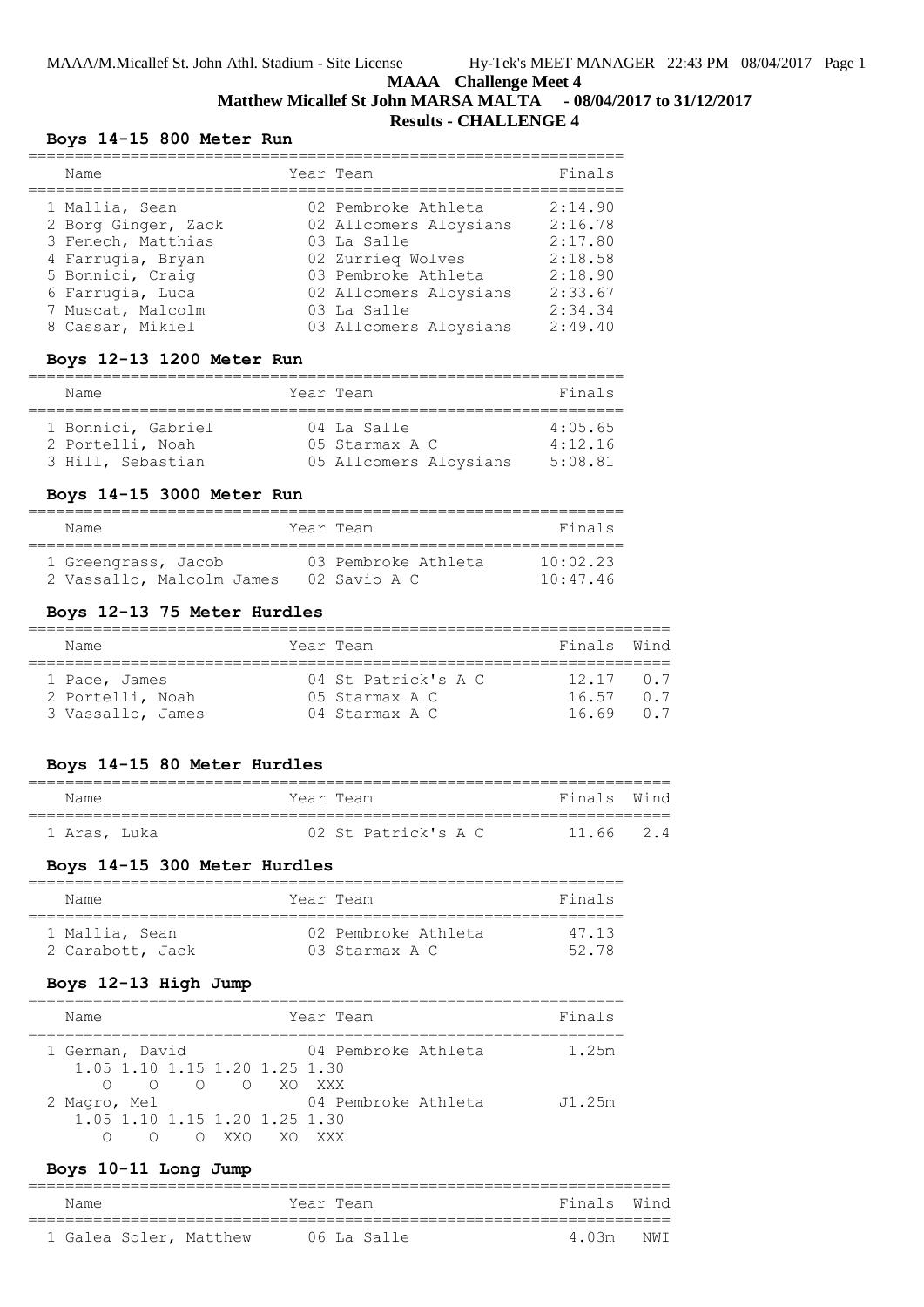**MAAA Challenge Meet 4**

**Matthew Micallef St John MARSA MALTA - 08/04/2017 to 31/12/2017**

**Results - CHALLENGE 4**

### Boys 14-15 800 Meter Run

| Name | Year | Team | Finals |
|---|---|---|---|
| 1 Mallia, Sean | 02 | Pembroke Athleta | 2:14.90 |
| 2 Borg Ginger, Zack | 02 | Allcomers Aloysians | 2:16.78 |
| 3 Fenech, Matthias | 03 | La Salle | 2:17.80 |
| 4 Farrugia, Bryan | 02 | Zurrieq Wolves | 2:18.58 |
| 5 Bonnici, Craig | 03 | Pembroke Athleta | 2:18.90 |
| 6 Farrugia, Luca | 02 | Allcomers Aloysians | 2:33.67 |
| 7 Muscat, Malcolm | 03 | La Salle | 2:34.34 |
| 8 Cassar, Mikiel | 03 | Allcomers Aloysians | 2:49.40 |

### Boys 12-13 1200 Meter Run

| Name | Year | Team | Finals |
|---|---|---|---|
| 1 Bonnici, Gabriel | 04 | La Salle | 4:05.65 |
| 2 Portelli, Noah | 05 | Starmax A C | 4:12.16 |
| 3 Hill, Sebastian | 05 | Allcomers Aloysians | 5:08.81 |

### Boys 14-15 3000 Meter Run

| Name | Year | Team | Finals |
|---|---|---|---|
| 1 Greengrass, Jacob | 03 | Pembroke Athleta | 10:02.23 |
| 2 Vassallo, Malcolm James | 02 | Savio A C | 10:47.46 |

### Boys 12-13 75 Meter Hurdles

| Name | Year | Team | Finals | Wind |
|---|---|---|---|---|
| 1 Pace, James | 04 | St Patrick's A C | 12.17 | 0.7 |
| 2 Portelli, Noah | 05 | Starmax A C | 16.57 | 0.7 |
| 3 Vassallo, James | 04 | Starmax A C | 16.69 | 0.7 |

### Boys 14-15 80 Meter Hurdles

| Name | Year | Team | Finals | Wind |
|---|---|---|---|---|
| 1 Aras, Luka | 02 | St Patrick's A C | 11.66 | 2.4 |

### Boys 14-15 300 Meter Hurdles

| Name | Year | Team | Finals |
|---|---|---|---|
| 1 Mallia, Sean | 02 | Pembroke Athleta | 47.13 |
| 2 Carabott, Jack | 03 | Starmax A C | 52.78 |

### Boys 12-13 High Jump

| Name | Year | Team | Finals |
|---|---|---|---|
| 1 German, David | 04 | Pembroke Athleta | 1.25m |
| 1.05 1.10 1.15 1.20 1.25 1.30 | | | |
| O O O O XO XXX | | | |
| 2 Magro, Mel | 04 | Pembroke Athleta | J1.25m |
| 1.05 1.10 1.15 1.20 1.25 1.30 | | | |
| O O O XXO XO XXX | | | |

### Boys 10-11 Long Jump

| Name | Year | Team | Finals | Wind |
|---|---|---|---|---|
| 1 Galea Soler, Matthew | 06 | La Salle | 4.03m | NWI |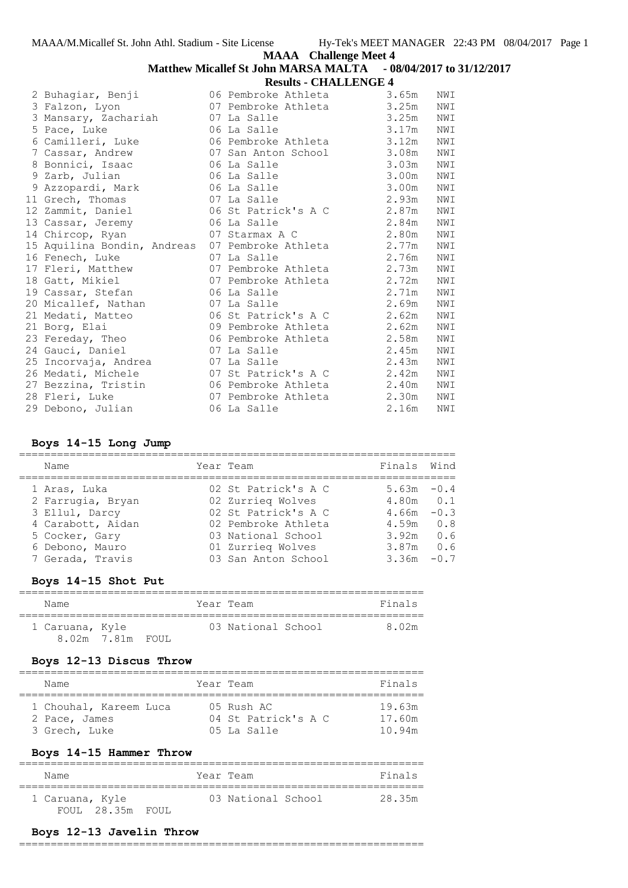| | | | | |
|---|---|---|---|---|
| 2 Buhagiar, Benji | 06 | Pembroke Athleta | 3.65m | NWI |
| 3 Falzon, Lyon | 07 | Pembroke Athleta | 3.25m | NWI |
| 3 Mansary, Zachariah | 07 | La Salle | 3.25m | NWI |
| 5 Pace, Luke | 06 | La Salle | 3.17m | NWI |
| 6 Camilleri, Luke | 06 | Pembroke Athleta | 3.12m | NWI |
| 7 Cassar, Andrew | 07 | San Anton School | 3.08m | NWI |
| 8 Bonnici, Isaac | 06 | La Salle | 3.03m | NWI |
| 9 Zarb, Julian | 06 | La Salle | 3.00m | NWI |
| 9 Azzopardi, Mark | 06 | La Salle | 3.00m | NWI |
| 11 Grech, Thomas | 07 | La Salle | 2.93m | NWI |
| 12 Zammit, Daniel | 06 | St Patrick's A C | 2.87m | NWI |
| 13 Cassar, Jeremy | 06 | La Salle | 2.84m | NWI |
| 14 Chircop, Ryan | 07 | Starmax A C | 2.80m | NWI |
| 15 Aquilina Bondin, Andreas | 07 | Pembroke Athleta | 2.77m | NWI |
| 16 Fenech, Luke | 07 | La Salle | 2.76m | NWI |
| 17 Fleri, Matthew | 07 | Pembroke Athleta | 2.73m | NWI |
| 18 Gatt, Mikiel | 07 | Pembroke Athleta | 2.72m | NWI |
| 19 Cassar, Stefan | 06 | La Salle | 2.71m | NWI |
| 20 Micallef, Nathan | 07 | La Salle | 2.69m | NWI |
| 21 Medati, Matteo | 06 | St Patrick's A C | 2.62m | NWI |
| 21 Borg, Elai | 09 | Pembroke Athleta | 2.62m | NWI |
| 23 Fereday, Theo | 06 | Pembroke Athleta | 2.58m | NWI |
| 24 Gauci, Daniel | 07 | La Salle | 2.45m | NWI |
| 25 Incorvaja, Andrea | 07 | La Salle | 2.43m | NWI |
| 26 Medati, Michele | 07 | St Patrick's A C | 2.42m | NWI |
| 27 Bezzina, Tristin | 06 | Pembroke Athleta | 2.40m | NWI |
| 28 Fleri, Luke | 07 | Pembroke Athleta | 2.30m | NWI |
| 29 Debono, Julian | 06 | La Salle | 2.16m | NWI |

### Boys 14-15 Long Jump

| Name | Year | Team | Finals | Wind |
|---|---|---|---|---|
| 1 Aras, Luka | 02 | St Patrick's A C | 5.63m | -0.4 |
| 2 Farrugia, Bryan | 02 | Zurrieq Wolves | 4.80m | 0.1 |
| 3 Ellul, Darcy | 02 | St Patrick's A C | 4.66m | -0.3 |
| 4 Carabott, Aidan | 02 | Pembroke Athleta | 4.59m | 0.8 |
| 5 Cocker, Gary | 03 | National School | 3.92m | 0.6 |
| 6 Debono, Mauro | 01 | Zurrieq Wolves | 3.87m | 0.6 |
| 7 Gerada, Travis | 03 | San Anton School | 3.36m | -0.7 |

### Boys 14-15 Shot Put

| Name | Year | Team | Finals |
|---|---|---|---|
| 1 Caruana, Kyle | 03 | National School | 8.02m |
| 8.02m 7.81m FOUL | | | |

### Boys 12-13 Discus Throw

| Name | Year | Team | Finals |
|---|---|---|---|
| 1 Chouhal, Kareem Luca | 05 | Rush AC | 19.63m |
| 2 Pace, James | 04 | St Patrick's A C | 17.60m |
| 3 Grech, Luke | 05 | La Salle | 10.94m |

### Boys 14-15 Hammer Throw

| Name | Year | Team | Finals |
|---|---|---|---|
| 1 Caruana, Kyle | 03 | National School | 28.35m |
| FOUL 28.35m FOUL | | | |

### Boys 12-13 Javelin Throw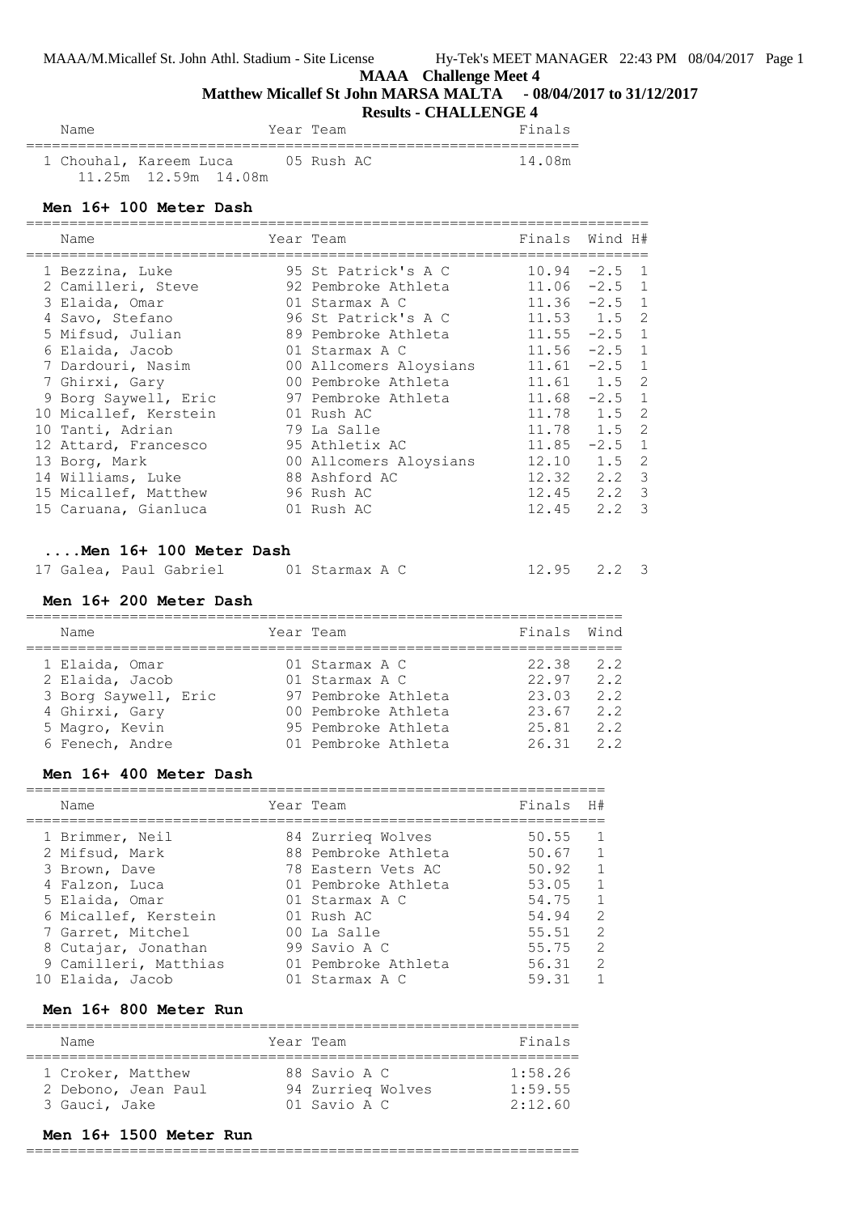# MAAA Challenge Meet 4

**Matthew Micallef St John MARSA MALTA - 08/04/2017 to 31/12/2017**

**Results - CHALLENGE 4**

| Name | Year | Team | Finals |
|---|---|---|---|
| 1 Chouhal, Kareem Luca | 05 | Rush AC | 14.08m |
| 11.25m 12.59m 14.08m | | | |

### Men 16+ 100 Meter Dash

| Name | Year | Team | Finals | Wind | H# |
|---|---|---|---|---|---|
| 1 Bezzina, Luke | 95 | St Patrick's A C | 10.94 | -2.5 | 1 |
| 2 Camilleri, Steve | 92 | Pembroke Athleta | 11.06 | -2.5 | 1 |
| 3 Elaida, Omar | 01 | Starmax A C | 11.36 | -2.5 | 1 |
| 4 Savo, Stefano | 96 | St Patrick's A C | 11.53 | 1.5 | 2 |
| 5 Mifsud, Julian | 89 | Pembroke Athleta | 11.55 | -2.5 | 1 |
| 6 Elaida, Jacob | 01 | Starmax A C | 11.56 | -2.5 | 1 |
| 7 Dardouri, Nasim | 00 | Allcomers Aloysians | 11.61 | -2.5 | 1 |
| 7 Ghirxi, Gary | 00 | Pembroke Athleta | 11.61 | 1.5 | 2 |
| 9 Borg Saywell, Eric | 97 | Pembroke Athleta | 11.68 | -2.5 | 1 |
| 10 Micallef, Kerstein | 01 | Rush AC | 11.78 | 1.5 | 2 |
| 10 Tanti, Adrian | 79 | La Salle | 11.78 | 1.5 | 2 |
| 12 Attard, Francesco | 95 | Athletix AC | 11.85 | -2.5 | 1 |
| 13 Borg, Mark | 00 | Allcomers Aloysians | 12.10 | 1.5 | 2 |
| 14 Williams, Luke | 88 | Ashford AC | 12.32 | 2.2 | 3 |
| 15 Micallef, Matthew | 96 | Rush AC | 12.45 | 2.2 | 3 |
| 15 Caruana, Gianluca | 01 | Rush AC | 12.45 | 2.2 | 3 |
| 17 Galea, Paul Gabriel | 01 | Starmax A C | 12.95 | 2.2 | 3 |

### Men 16+ 200 Meter Dash

| Name | Year | Team | Finals | Wind |
|---|---|---|---|---|
| 1 Elaida, Omar | 01 | Starmax A C | 22.38 | 2.2 |
| 2 Elaida, Jacob | 01 | Starmax A C | 22.97 | 2.2 |
| 3 Borg Saywell, Eric | 97 | Pembroke Athleta | 23.03 | 2.2 |
| 4 Ghirxi, Gary | 00 | Pembroke Athleta | 23.67 | 2.2 |
| 5 Magro, Kevin | 95 | Pembroke Athleta | 25.81 | 2.2 |
| 6 Fenech, Andre | 01 | Pembroke Athleta | 26.31 | 2.2 |

### Men 16+ 400 Meter Dash

| Name | Year | Team | Finals | H# |
|---|---|---|---|---|
| 1 Brimmer, Neil | 84 | Zurrieq Wolves | 50.55 | 1 |
| 2 Mifsud, Mark | 88 | Pembroke Athleta | 50.67 | 1 |
| 3 Brown, Dave | 78 | Eastern Vets AC | 50.92 | 1 |
| 4 Falzon, Luca | 01 | Pembroke Athleta | 53.05 | 1 |
| 5 Elaida, Omar | 01 | Starmax A C | 54.75 | 1 |
| 6 Micallef, Kerstein | 01 | Rush AC | 54.94 | 2 |
| 7 Garret, Mitchel | 00 | La Salle | 55.51 | 2 |
| 8 Cutajar, Jonathan | 99 | Savio A C | 55.75 | 2 |
| 9 Camilleri, Matthias | 01 | Pembroke Athleta | 56.31 | 2 |
| 10 Elaida, Jacob | 01 | Starmax A C | 59.31 | 1 |

### Men 16+ 800 Meter Run

| Name | Year | Team | Finals |
|---|---|---|---|
| 1 Croker, Matthew | 88 | Savio A C | 1:58.26 |
| 2 Debono, Jean Paul | 94 | Zurrieq Wolves | 1:59.55 |
| 3 Gauci, Jake | 01 | Savio A C | 2:12.60 |

### Men 16+ 1500 Meter Run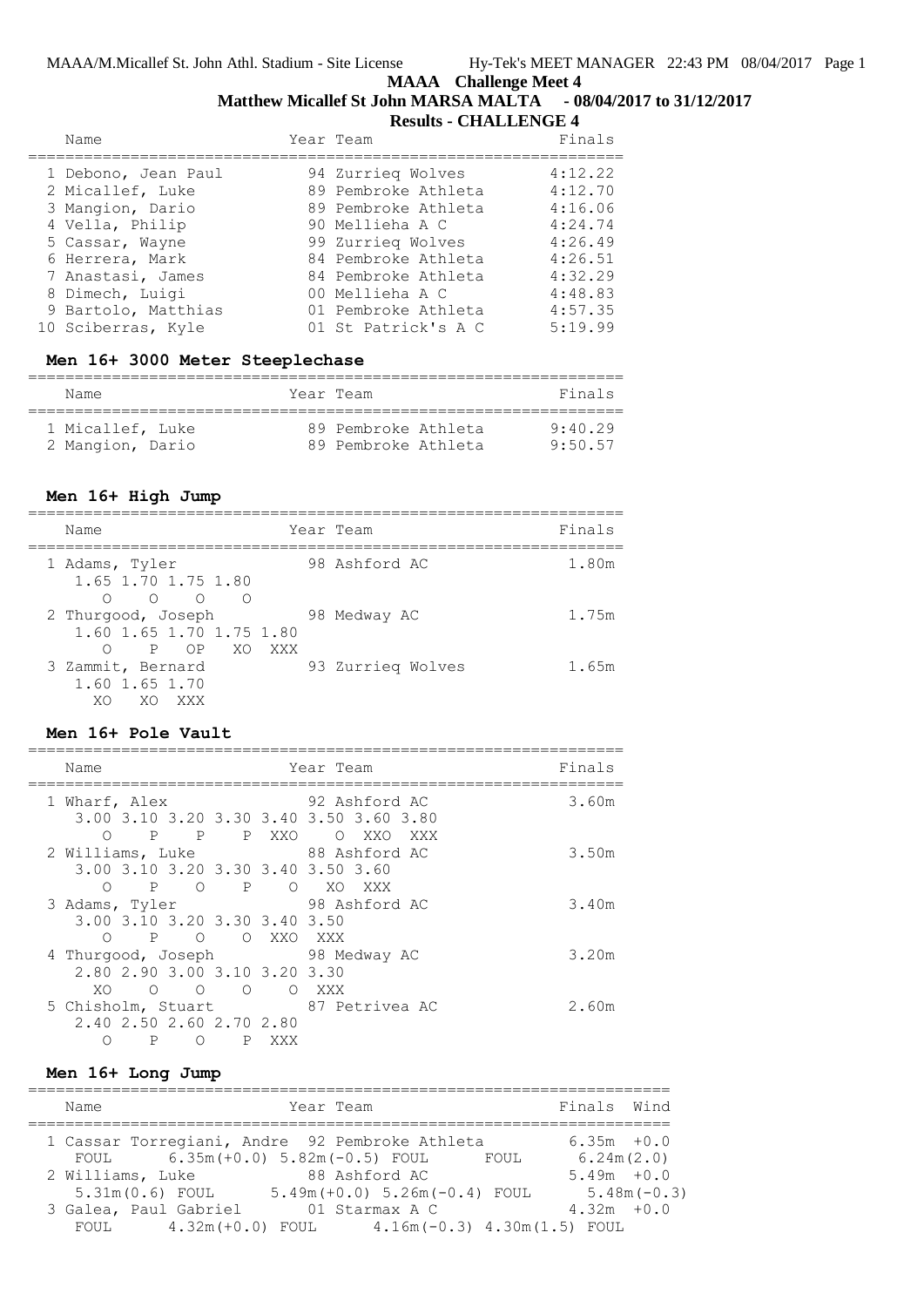**MAAA Challenge Meet 4**

**Matthew Micallef St John MARSA MALTA - 08/04/2017 to 31/12/2017**

**Results - CHALLENGE 4**

| | Name | Year | Team | Finals |
|---|---|---|---|---|
| 1 | Debono, Jean Paul | 94 | Zurrieq Wolves | 4:12.22 |
| 2 | Micallef, Luke | 89 | Pembroke Athleta | 4:12.70 |
| 3 | Mangion, Dario | 89 | Pembroke Athleta | 4:16.06 |
| 4 | Vella, Philip | 90 | Mellieha A C | 4:24.74 |
| 5 | Cassar, Wayne | 99 | Zurrieq Wolves | 4:26.49 |
| 6 | Herrera, Mark | 84 | Pembroke Athleta | 4:26.51 |
| 7 | Anastasi, James | 84 | Pembroke Athleta | 4:32.29 |
| 8 | Dimech, Luigi | 00 | Mellieha A C | 4:48.83 |
| 9 | Bartolo, Matthias | 01 | Pembroke Athleta | 4:57.35 |
| 10 | Sciberras, Kyle | 01 | St Patrick's A C | 5:19.99 |

## Men 16+ 3000 Meter Steeplechase

| | Name | Year | Team | Finals |
|---|---|---|---|---|
| 1 | Micallef, Luke | 89 | Pembroke Athleta | 9:40.29 |
| 2 | Mangion, Dario | 89 | Pembroke Athleta | 9:50.57 |

## Men 16+ High Jump

```
  Name                    Year Team                     Finals
================================================================
  1 Adams, Tyler            98 Ashford AC               1.80m
      1.65 1.70 1.75 1.80
       O    O    O    O
  2 Thurgood, Joseph        98 Medway AC                1.75m
      1.60 1.65 1.70 1.75 1.80
       O    P   OP   XO  XXX
  3 Zammit, Bernard         93 Zurrieq Wolves           1.65m
      1.60 1.65 1.70
       XO   XO  XXX
```

## Men 16+ Pole Vault

```
  Name                    Year Team                     Finals
================================================================
  1 Wharf, Alex             92 Ashford AC               3.60m
      3.00 3.10 3.20 3.30 3.40 3.50 3.60 3.80
       O    P    P    P  XXO    O  XXO  XXX
  2 Williams, Luke          88 Ashford AC               3.50m
      3.00 3.10 3.20 3.30 3.40 3.50 3.60
       O    P    O    P    O   XO  XXX
  3 Adams, Tyler            98 Ashford AC               3.40m
      3.00 3.10 3.20 3.30 3.40 3.50
       O    P    O    O  XXO  XXX
  4 Thurgood, Joseph        98 Medway AC                3.20m
      2.80 2.90 3.00 3.10 3.20 3.30
       XO   O    O    O    O  XXX
  5 Chisholm, Stuart        87 Petrivea AC              2.60m
      2.40 2.50 2.60 2.70 2.80
       O    P    O    P  XXX
```

## Men 16+ Long Jump

```
  Name                    Year Team                          Finals  Wind
=========================================================================
  1 Cassar Torregiani, Andre 92 Pembroke Athleta             6.35m  +0.0
     FOUL      6.35m(+0.0) 5.82m(-0.5) FOUL       FOUL       6.24m(2.0)
  2 Williams, Luke          88 Ashford AC                    5.49m  +0.0
     5.31m(0.6) FOUL       5.49m(+0.0) 5.26m(-0.4) FOUL      5.48m(-0.3)
  3 Galea, Paul Gabriel     01 Starmax A C                   4.32m  +0.0
     FOUL      4.32m(+0.0) FOUL       4.16m(-0.3) 4.30m(1.5) FOUL
```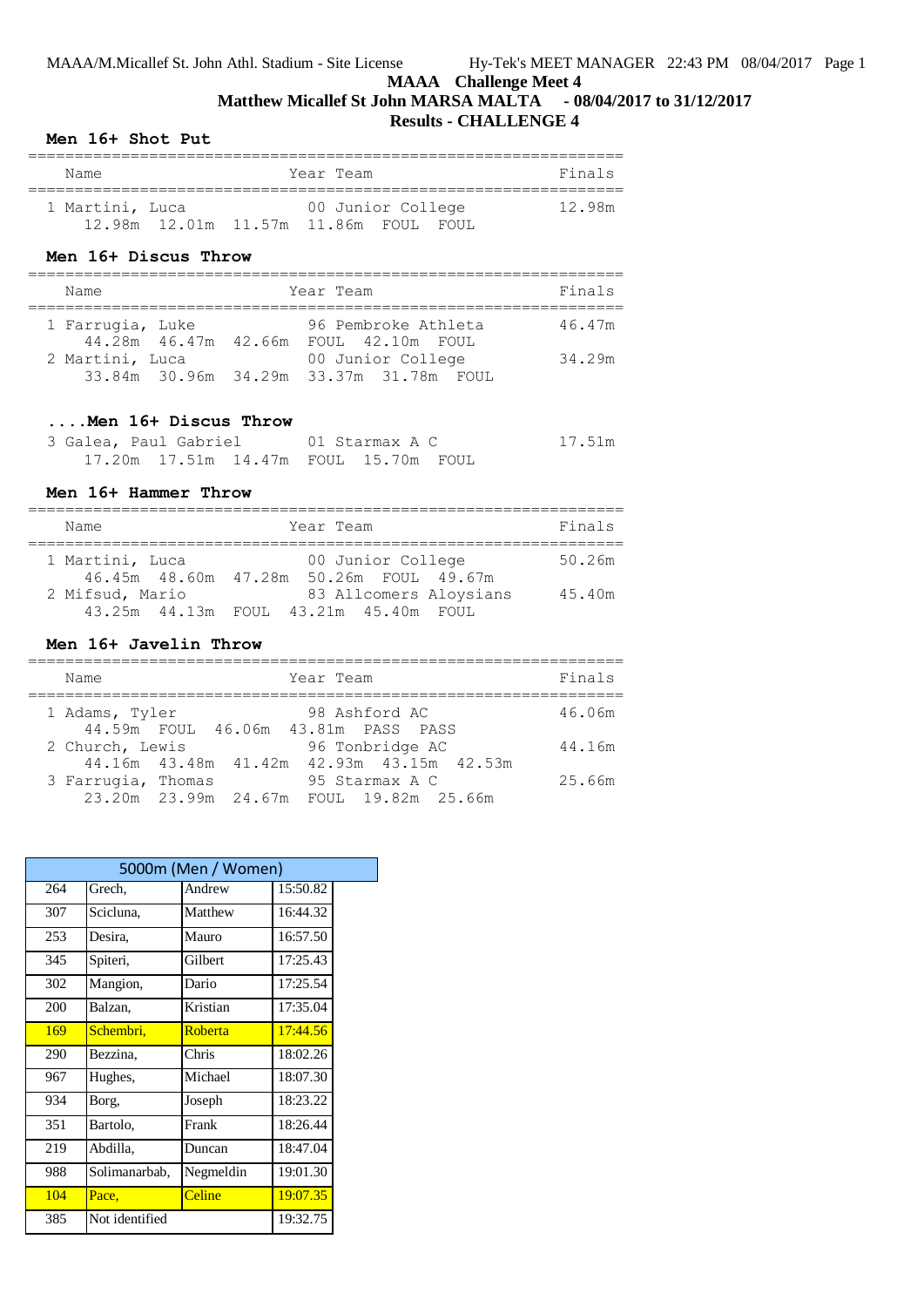MAAA/M.Micallef St. John Athl. Stadium - Site License Hy-Tek's MEET MANAGER 22:43 PM 08/04/2017 Page 1

**MAAA Challenge Meet 4**

**Matthew Micallef St John MARSA MALTA - 08/04/2017 to 31/12/2017**

**Results - CHALLENGE 4**

### Men 16+ Shot Put

```
=================================================================
  Name                     Year Team                      Finals
=================================================================
  1 Martini, Luca            00 Junior College            12.98m
      12.98m  12.01m  11.57m  11.86m  FOUL  FOUL
```

### Men 16+ Discus Throw

```
=================================================================
  Name                     Year Team                      Finals
=================================================================
  1 Farrugia, Luke           96 Pembroke Athleta          46.47m
      44.28m  46.47m  42.66m  FOUL  42.10m  FOUL
  2 Martini, Luca            00 Junior College            34.29m
      33.84m  30.96m  34.29m  33.37m  31.78m  FOUL
```

### ....Men 16+ Discus Throw

```
  3 Galea, Paul Gabriel      01 Starmax A C               17.51m
      17.20m  17.51m  14.47m  FOUL  15.70m  FOUL
```

### Men 16+ Hammer Throw

```
=================================================================
  Name                     Year Team                      Finals
=================================================================
  1 Martini, Luca            00 Junior College            50.26m
      46.45m  48.60m  47.28m  50.26m  FOUL  49.67m
  2 Mifsud, Mario            83 Allcomers Aloysians       45.40m
      43.25m  44.13m  FOUL  43.21m  45.40m  FOUL
```

### Men 16+ Javelin Throw

```
=================================================================
  Name                     Year Team                      Finals
=================================================================
  1 Adams, Tyler             98 Ashford AC                46.06m
      44.59m  FOUL  46.06m  43.81m  PASS  PASS
  2 Church, Lewis            96 Tonbridge AC              44.16m
      44.16m  43.48m  41.42m  42.93m  43.15m  42.53m
  3 Farrugia, Thomas         95 Starmax A C               25.66m
      23.20m  23.99m  24.67m  FOUL  19.82m  25.66m
```

| 5000m (Men / Women) | | | |
|---|---|---|---|
| 264 | Grech, | Andrew | 15:50.82 |
| 307 | Scicluna, | Matthew | 16:44.32 |
| 253 | Desira, | Mauro | 16:57.50 |
| 345 | Spiteri, | Gilbert | 17:25.43 |
| 302 | Mangion, | Dario | 17:25.54 |
| 200 | Balzan, | Kristian | 17:35.04 |
| 169 | Schembri, | Roberta | 17:44.56 |
| 290 | Bezzina, | Chris | 18:02.26 |
| 967 | Hughes, | Michael | 18:07.30 |
| 934 | Borg, | Joseph | 18:23.22 |
| 351 | Bartolo, | Frank | 18:26.44 |
| 219 | Abdilla, | Duncan | 18:47.04 |
| 988 | Solimanarbab, | Negmeldin | 19:01.30 |
| 104 | Pace, | Celine | 19:07.35 |
| 385 | Not identified | | 19:32.75 |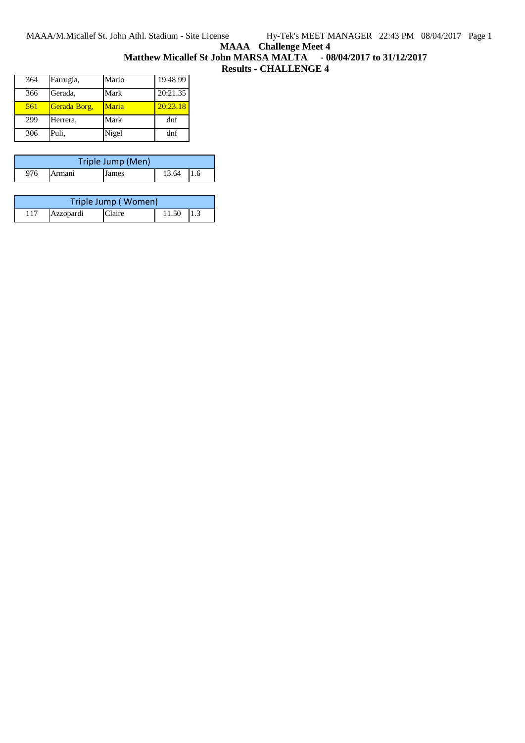| | | | |
|---|---|---|---|
| 364 | Farrugia, | Mario | 19:48.99 |
| 366 | Gerada, | Mark | 20:21.35 |
| 561 | Gerada Borg, | Maria | 20:23.18 |
| 299 | Herrera, | Mark | dnf |
| 306 | Puli, | Nigel | dnf |

| Triple Jump (Men) | | | | |
|---|---|---|---|---|
| 976 | Armani | James | 13.64 | 1.6 |

| Triple Jump ( Women) | | | | |
|---|---|---|---|---|
| 117 | Azzopardi | Claire | 11.50 | 1.3 |